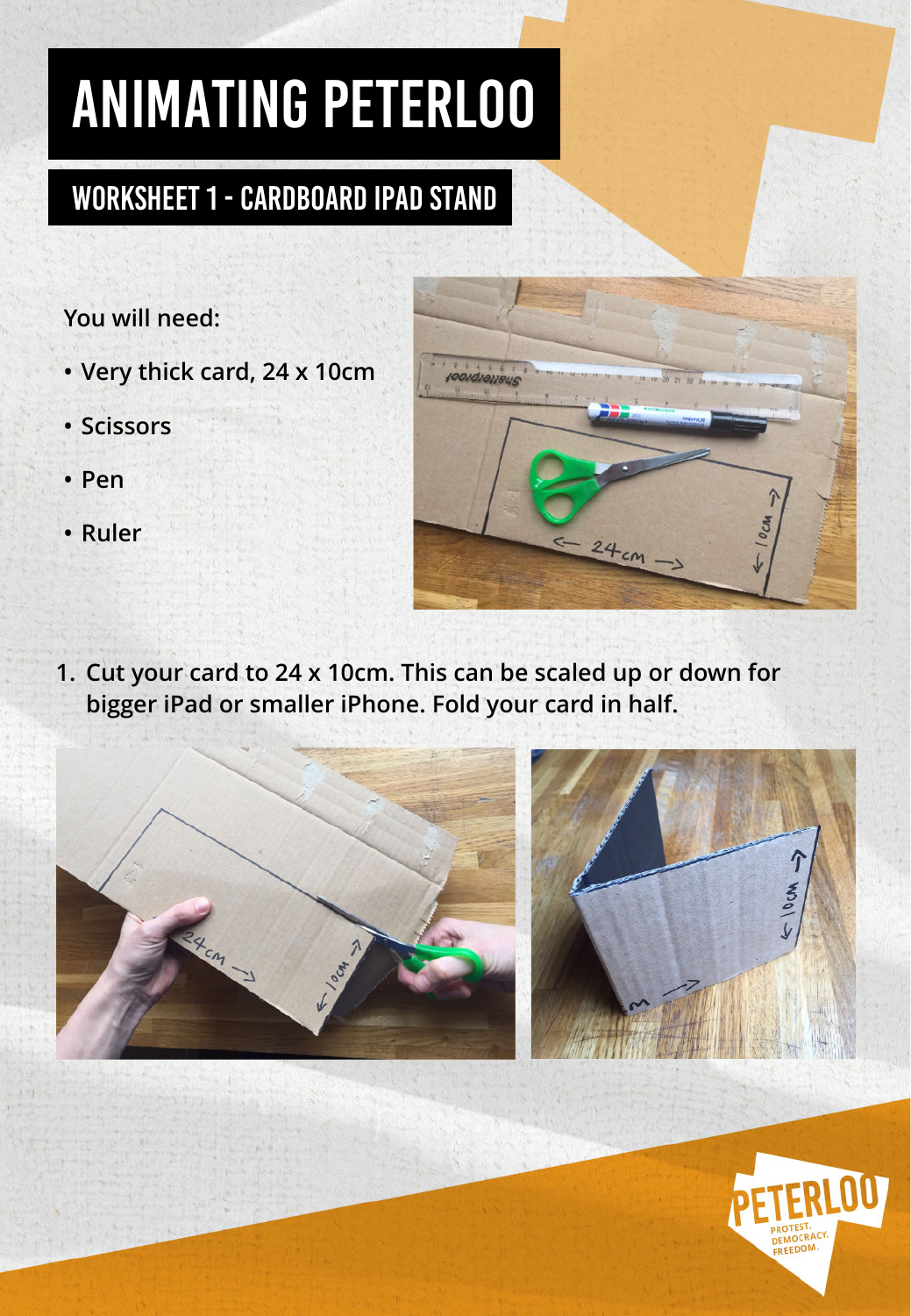# ANIMATING PETERLOO

## WORKSHEET 1 - CARDBOARD IPAD STAND

**You will need:**

- **Very thick card, 24 x 10cm**
- **Scissors**
- **Pen**
- **Ruler**

1. **Cut your card to 24 x 10cm. This can be scaled up or down for bigger iPad or smaller iPhone. Fold your card in half.**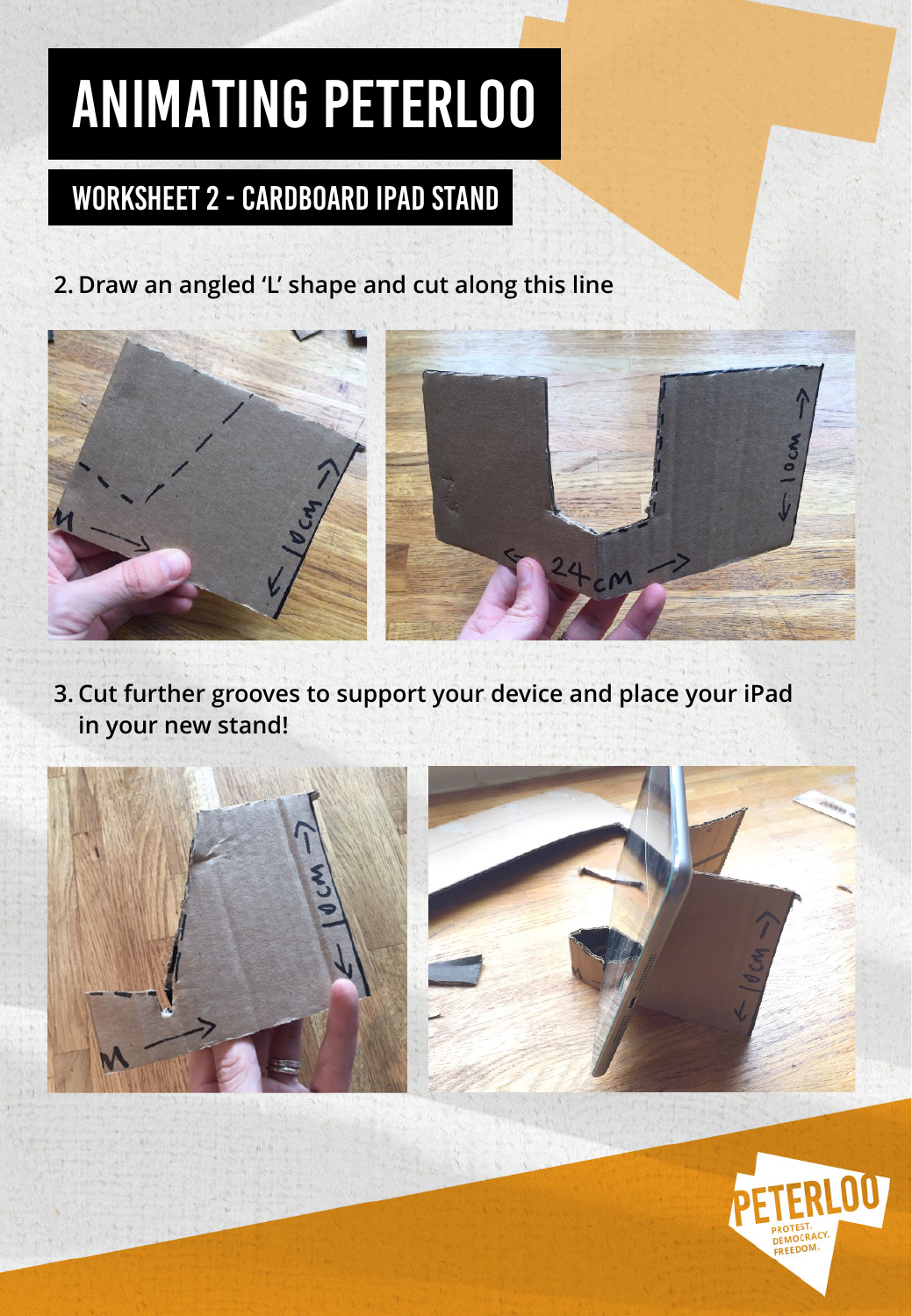# ANIMATING PETERLOO

## WORKSHEET 2 - CARDBOARD IPAD STAND

2. **Draw an angled 'L' shape and cut along this line**

3. **Cut further grooves to support your device and place your iPad in your new stand!**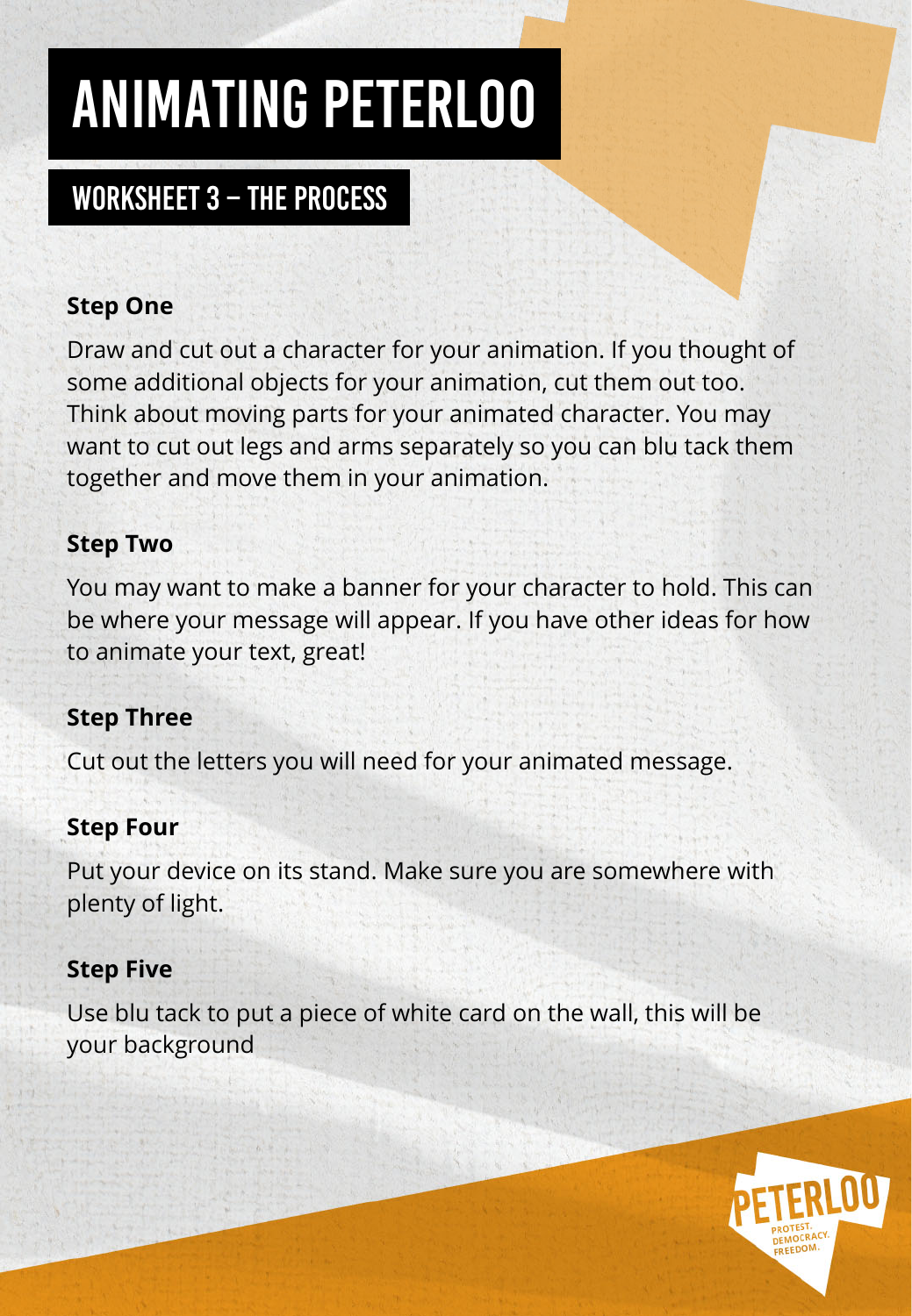# ANIMATING PETERLOO

## WORKSHEET 3 – THE PROCESS

**Step One**

Draw and cut out a character for your animation. If you thought of some additional objects for your animation, cut them out too. Think about moving parts for your animated character. You may want to cut out legs and arms separately so you can blu tack them together and move them in your animation.

**Step Two**

You may want to make a banner for your character to hold. This can be where your message will appear. If you have other ideas for how to animate your text, great!

**Step Three**

Cut out the letters you will need for your animated message.

**Step Four**

Put your device on its stand. Make sure you are somewhere with plenty of light.

**Step Five**

Use blu tack to put a piece of white card on the wall, this will be your background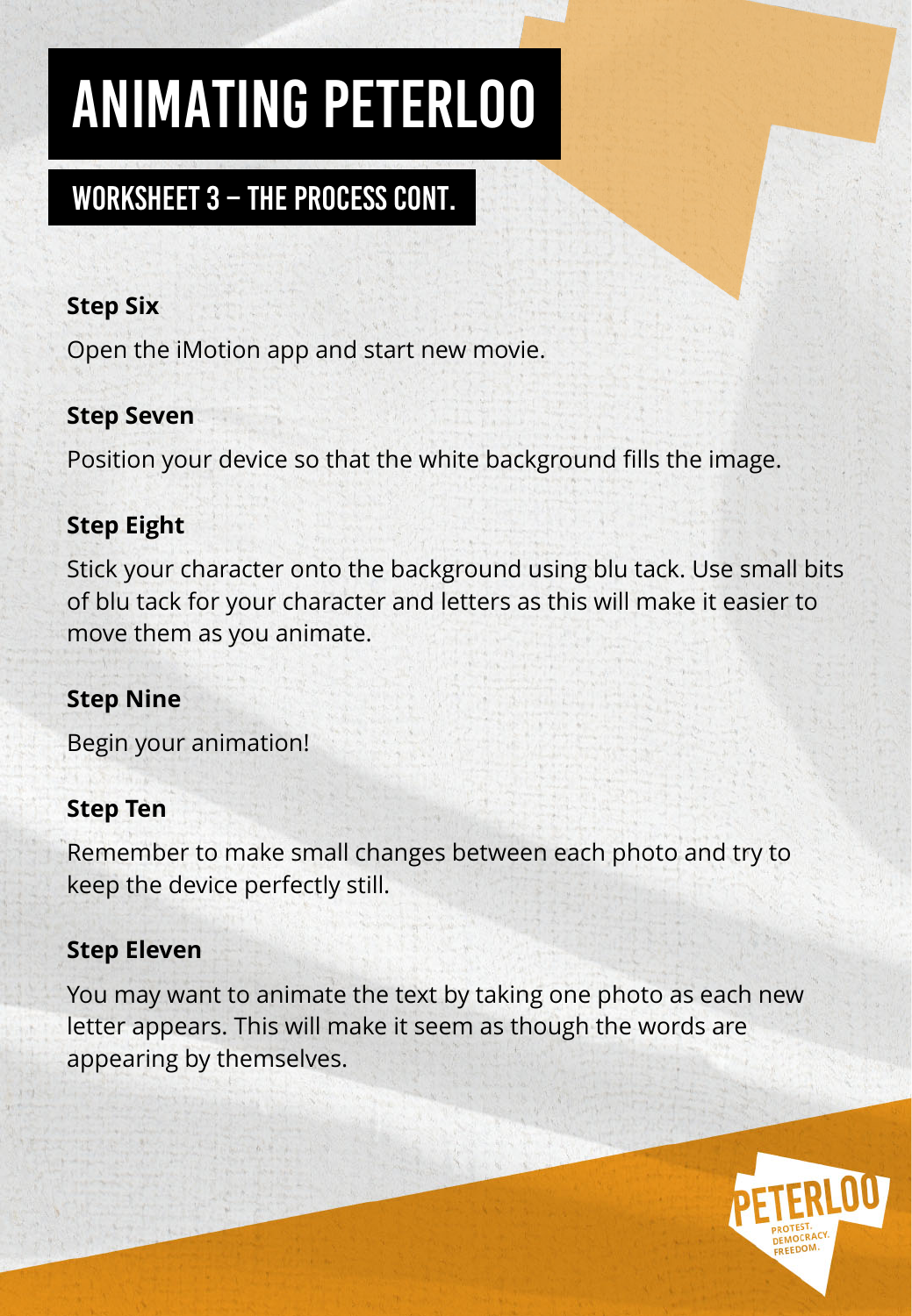# ANIMATING PETERLOO

## WORKSHEET 3 – THE PROCESS CONT.

**Step Six**

Open the iMotion app and start new movie.

**Step Seven**

Position your device so that the white background fills the image.

**Step Eight**

Stick your character onto the background using blu tack. Use small bits of blu tack for your character and letters as this will make it easier to move them as you animate.

**Step Nine**

Begin your animation!

**Step Ten**

Remember to make small changes between each photo and try to keep the device perfectly still.

**Step Eleven**

You may want to animate the text by taking one photo as each new letter appears. This will make it seem as though the words are appearing by themselves.

PETERLOO
PROTEST. DEMOCRACY. FREEDOM.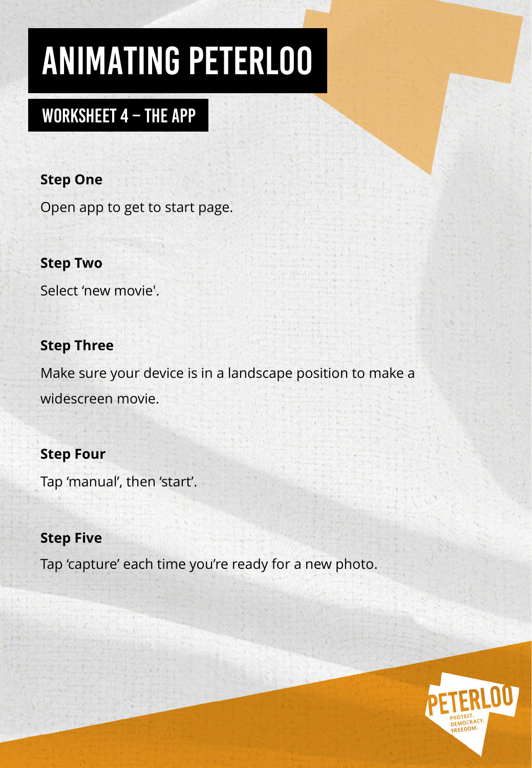# ANIMATING PETERLOO

## WORKSHEET 4 – THE APP

**Step One**

Open app to get to start page.

**Step Two**

Select ‘new movie'.

**Step Three**

Make sure your device is in a landscape position to make a widescreen movie.

**Step Four**

Tap ‘manual’, then ‘start’.

**Step Five**

Tap ‘capture’ each time you’re ready for a new photo.

PETERLOO
PROTEST. DEMOCRACY. FREEDOM.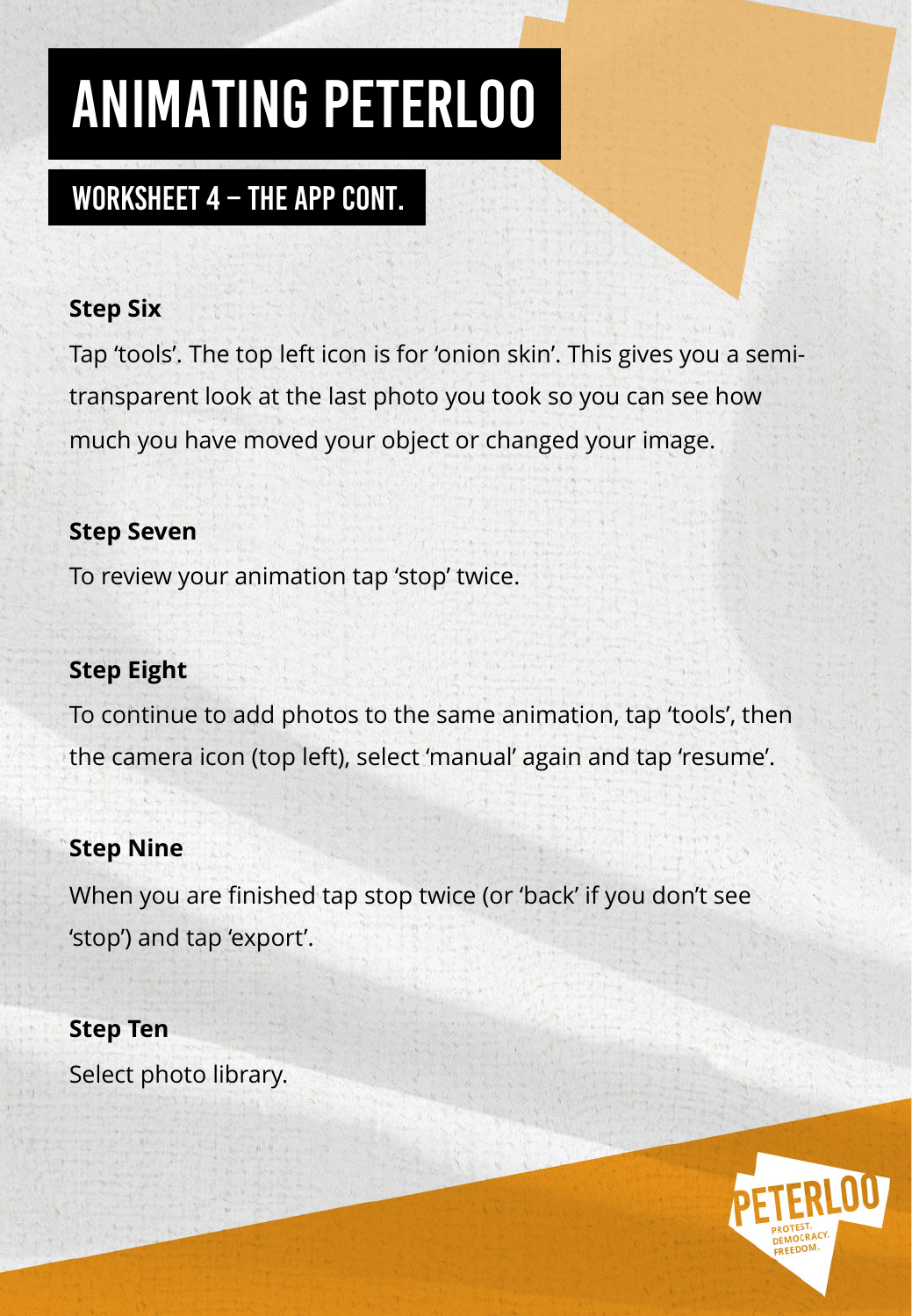# ANIMATING PETERLOO

## WORKSHEET 4 – THE APP CONT.

**Step Six**

Tap 'tools'. The top left icon is for 'onion skin'. This gives you a semi-transparent look at the last photo you took so you can see how much you have moved your object or changed your image.

**Step Seven**

To review your animation tap 'stop' twice.

**Step Eight**

To continue to add photos to the same animation, tap 'tools', then the camera icon (top left), select 'manual' again and tap 'resume'.

**Step Nine**

When you are finished tap stop twice (or 'back' if you don't see 'stop') and tap 'export'.

**Step Ten**

Select photo library.

PETERLOO
PROTEST. DEMOCRACY. FREEDOM.